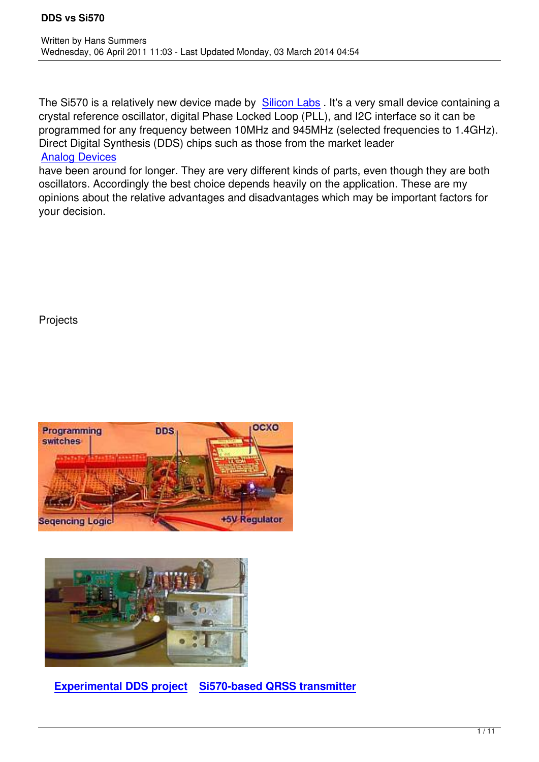The Si570 is a relatively new device made by Silicon Labs . It's a very small device containing a crystal reference oscillator, digital Phase Locked Loop (PLL), and I2C interface so it can be programmed for any frequency between 10MHz and 945MHz (selected frequencies to 1.4GHz). Direct Digital Synthesis (DDS) chips such as those from the market leader Analog Devices have been around for longer. They are very different kinds of parts, even though they are both oscillators. Accordingly the best choice depends heavily on the application. These are my opinions about the relative advantages and disadvantages which may be important factors for your decision.

Projects

**Experimental DDS project** **Si570-based QRSS transmitter**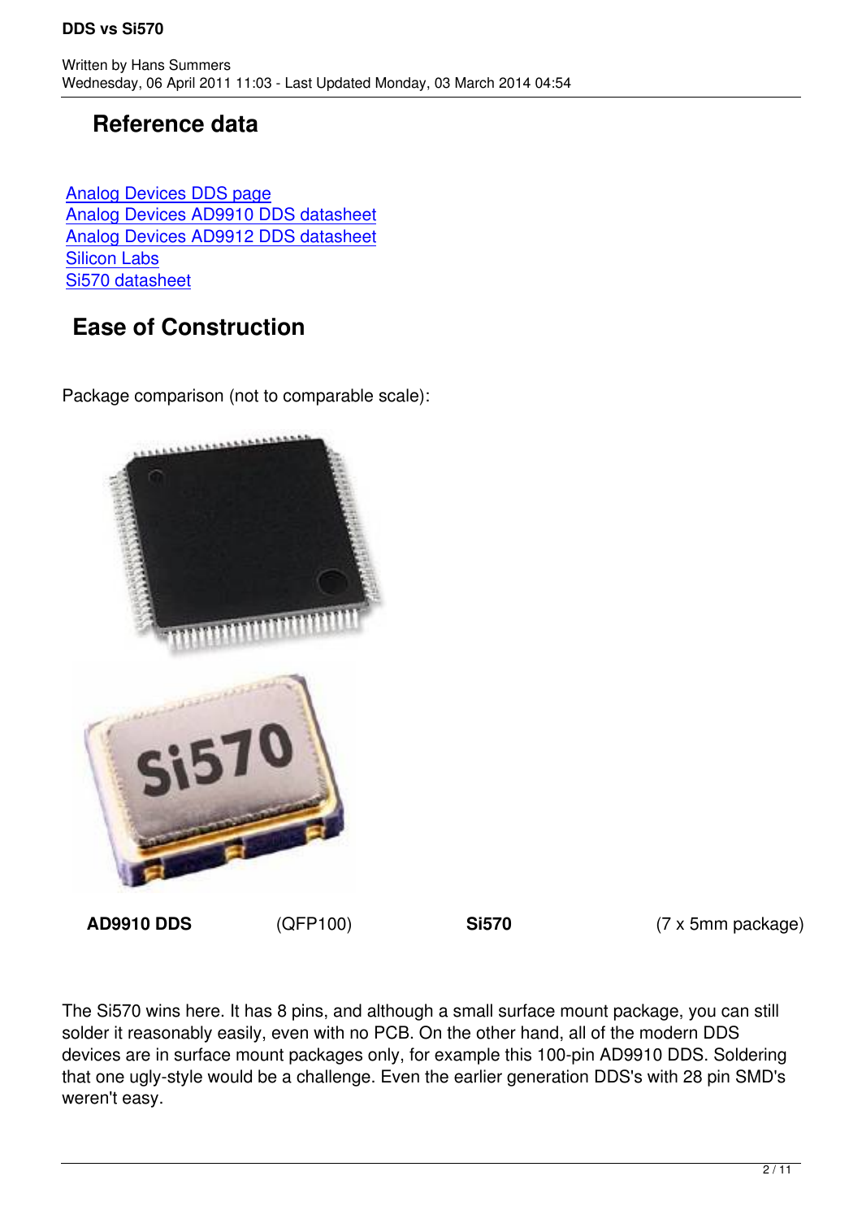## Reference data

[Analog Devices DDS page](#)
[Analog Devices AD9910 DDS datasheet](#)
[Analog Devices AD9912 DDS datasheet](#)
[Silicon Labs](#)
[Si570 datasheet](#)

## Ease of Construction

Package comparison (not to comparable scale):

| **AD9910 DDS** | (QFP100) | **Si570** | (7 x 5mm package) |
| --- | --- | --- | --- |

The Si570 wins here. It has 8 pins, and although a small surface mount package, you can still solder it reasonably easily, even with no PCB. On the other hand, all of the modern DDS devices are in surface mount packages only, for example this 100-pin AD9910 DDS. Soldering that one ugly-style would be a challenge. Even the earlier generation DDS's with 28 pin SMD's weren't easy.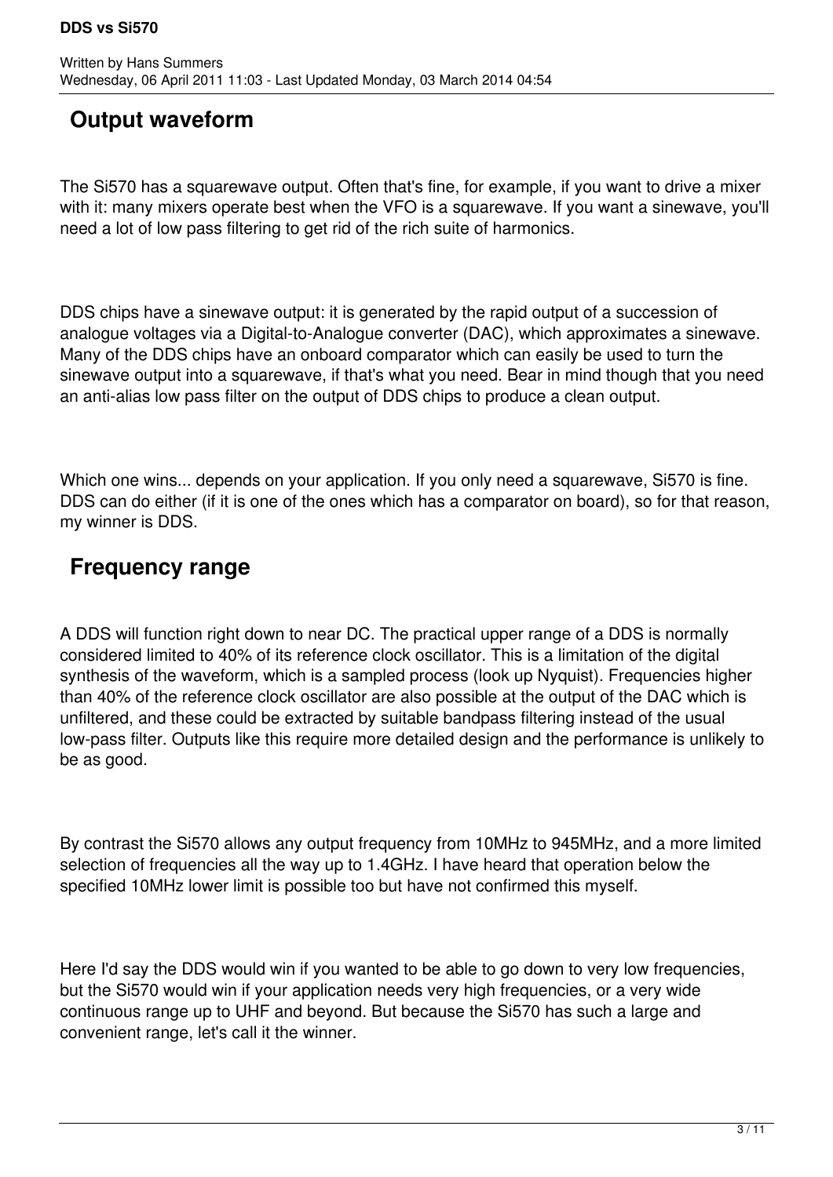## Output waveform

The Si570 has a squarewave output. Often that's fine, for example, if you want to drive a mixer with it: many mixers operate best when the VFO is a squarewave. If you want a sinewave, you'll need a lot of low pass filtering to get rid of the rich suite of harmonics.

DDS chips have a sinewave output: it is generated by the rapid output of a succession of analogue voltages via a Digital-to-Analogue converter (DAC), which approximates a sinewave. Many of the DDS chips have an onboard comparator which can easily be used to turn the sinewave output into a squarewave, if that's what you need. Bear in mind though that you need an anti-alias low pass filter on the output of DDS chips to produce a clean output.

Which one wins... depends on your application. If you only need a squarewave, Si570 is fine. DDS can do either (if it is one of the ones which has a comparator on board), so for that reason, my winner is DDS.

## Frequency range

A DDS will function right down to near DC. The practical upper range of a DDS is normally considered limited to 40% of its reference clock oscillator. This is a limitation of the digital synthesis of the waveform, which is a sampled process (look up Nyquist). Frequencies higher than 40% of the reference clock oscillator are also possible at the output of the DAC which is unfiltered, and these could be extracted by suitable bandpass filtering instead of the usual low-pass filter. Outputs like this require more detailed design and the performance is unlikely to be as good.

By contrast the Si570 allows any output frequency from 10MHz to 945MHz, and a more limited selection of frequencies all the way up to 1.4GHz. I have heard that operation below the specified 10MHz lower limit is possible too but have not confirmed this myself.

Here I'd say the DDS would win if you wanted to be able to go down to very low frequencies, but the Si570 would win if your application needs very high frequencies, or a very wide continuous range up to UHF and beyond. But because the Si570 has such a large and convenient range, let's call it the winner.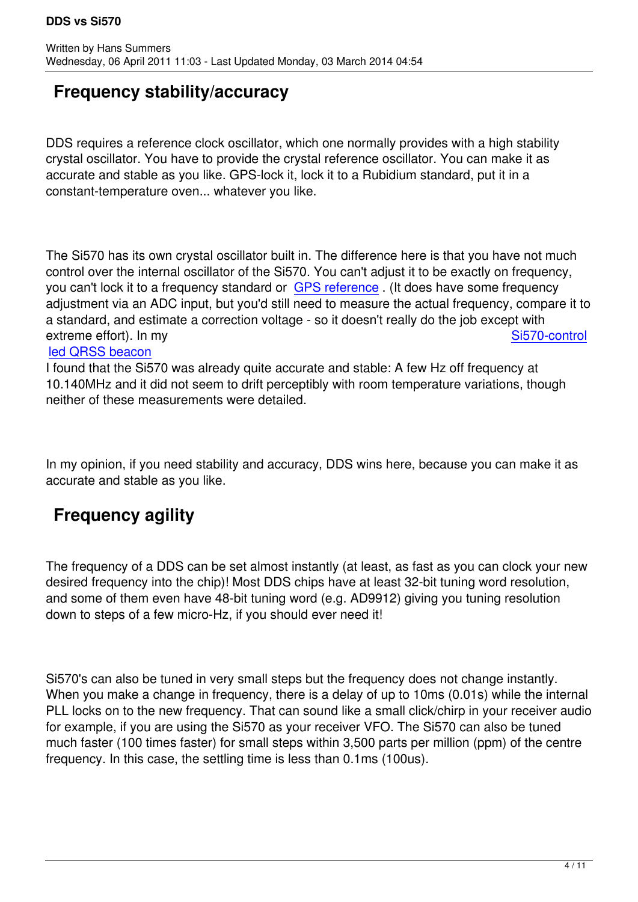## Frequency stability/accuracy

DDS requires a reference clock oscillator, which one normally provides with a high stability crystal oscillator. You have to provide the crystal reference oscillator. You can make it as accurate and stable as you like. GPS-lock it, lock it to a Rubidium standard, put it in a constant-temperature oven... whatever you like.

The Si570 has its own crystal oscillator built in. The difference here is that you have not much control over the internal oscillator of the Si570. You can't adjust it to be exactly on frequency, you can't lock it to a frequency standard or GPS reference . (It does have some frequency adjustment via an ADC input, but you'd still need to measure the actual frequency, compare it to a standard, and estimate a correction voltage - so it doesn't really do the job except with extreme effort). In my Si570-controlled QRSS beacon I found that the Si570 was already quite accurate and stable: A few Hz off frequency at 10.140MHz and it did not seem to drift perceptibly with room temperature variations, though neither of these measurements were detailed.

In my opinion, if you need stability and accuracy, DDS wins here, because you can make it as accurate and stable as you like.

## Frequency agility

The frequency of a DDS can be set almost instantly (at least, as fast as you can clock your new desired frequency into the chip)! Most DDS chips have at least 32-bit tuning word resolution, and some of them even have 48-bit tuning word (e.g. AD9912) giving you tuning resolution down to steps of a few micro-Hz, if you should ever need it!

Si570's can also be tuned in very small steps but the frequency does not change instantly. When you make a change in frequency, there is a delay of up to 10ms (0.01s) while the internal PLL locks on to the new frequency. That can sound like a small click/chirp in your receiver audio for example, if you are using the Si570 as your receiver VFO. The Si570 can also be tuned much faster (100 times faster) for small steps within 3,500 parts per million (ppm) of the centre frequency. In this case, the settling time is less than 0.1ms (100us).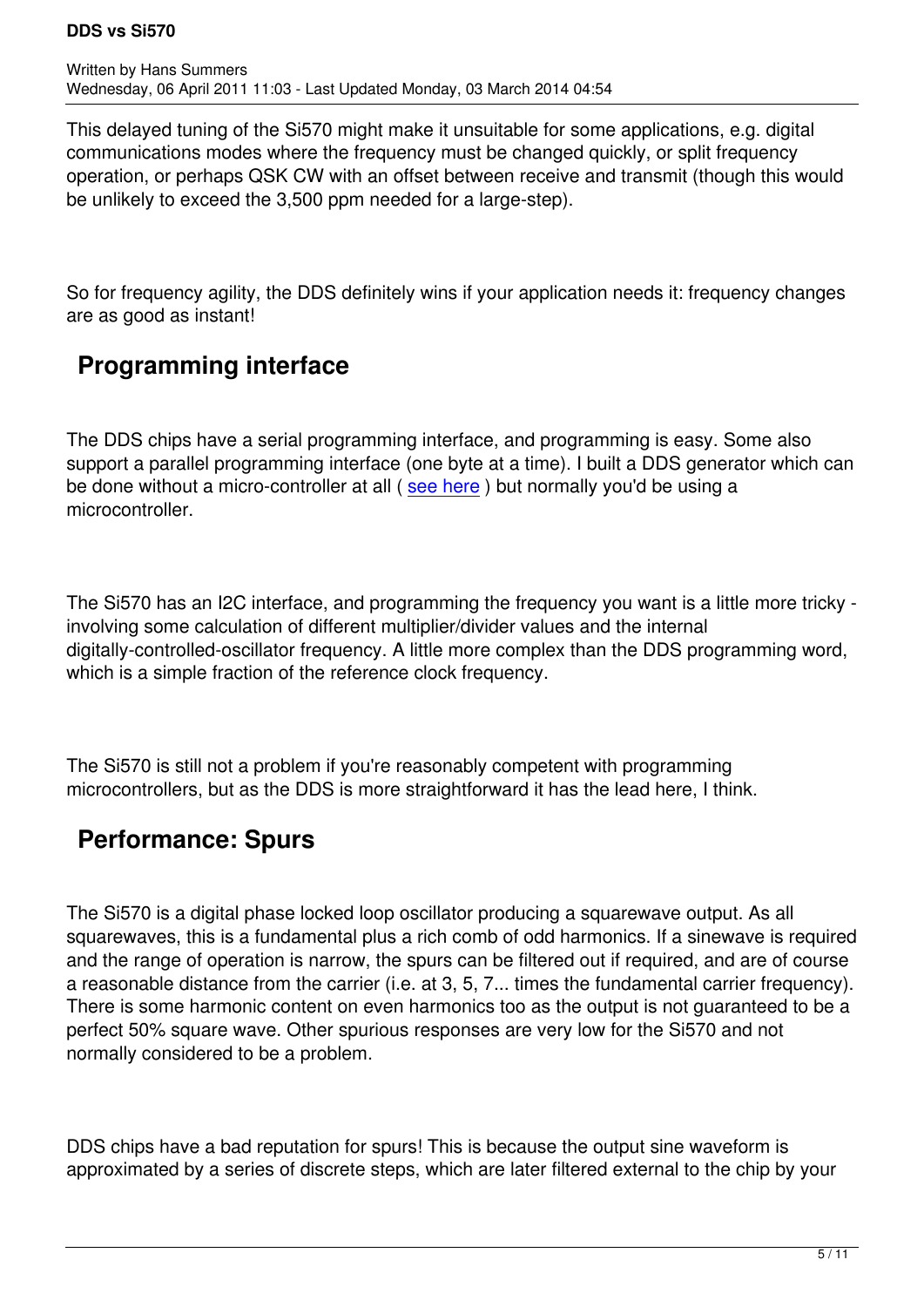This delayed tuning of the Si570 might make it unsuitable for some applications, e.g. digital communications modes where the frequency must be changed quickly, or split frequency operation, or perhaps QSK CW with an offset between receive and transmit (though this would be unlikely to exceed the 3,500 ppm needed for a large-step).

So for frequency agility, the DDS definitely wins if your application needs it: frequency changes are as good as instant!

## Programming interface

The DDS chips have a serial programming interface, and programming is easy. Some also support a parallel programming interface (one byte at a time). I built a DDS generator which can be done without a micro-controller at all ( see here ) but normally you'd be using a microcontroller.

The Si570 has an I2C interface, and programming the frequency you want is a little more tricky - involving some calculation of different multiplier/divider values and the internal digitally-controlled-oscillator frequency. A little more complex than the DDS programming word, which is a simple fraction of the reference clock frequency.

The Si570 is still not a problem if you're reasonably competent with programming microcontrollers, but as the DDS is more straightforward it has the lead here, I think.

## Performance: Spurs

The Si570 is a digital phase locked loop oscillator producing a squarewave output. As all squarewaves, this is a fundamental plus a rich comb of odd harmonics. If a sinewave is required and the range of operation is narrow, the spurs can be filtered out if required, and are of course a reasonable distance from the carrier (i.e. at 3, 5, 7... times the fundamental carrier frequency). There is some harmonic content on even harmonics too as the output is not guaranteed to be a perfect 50% square wave. Other spurious responses are very low for the Si570 and not normally considered to be a problem.

DDS chips have a bad reputation for spurs! This is because the output sine waveform is approximated by a series of discrete steps, which are later filtered external to the chip by your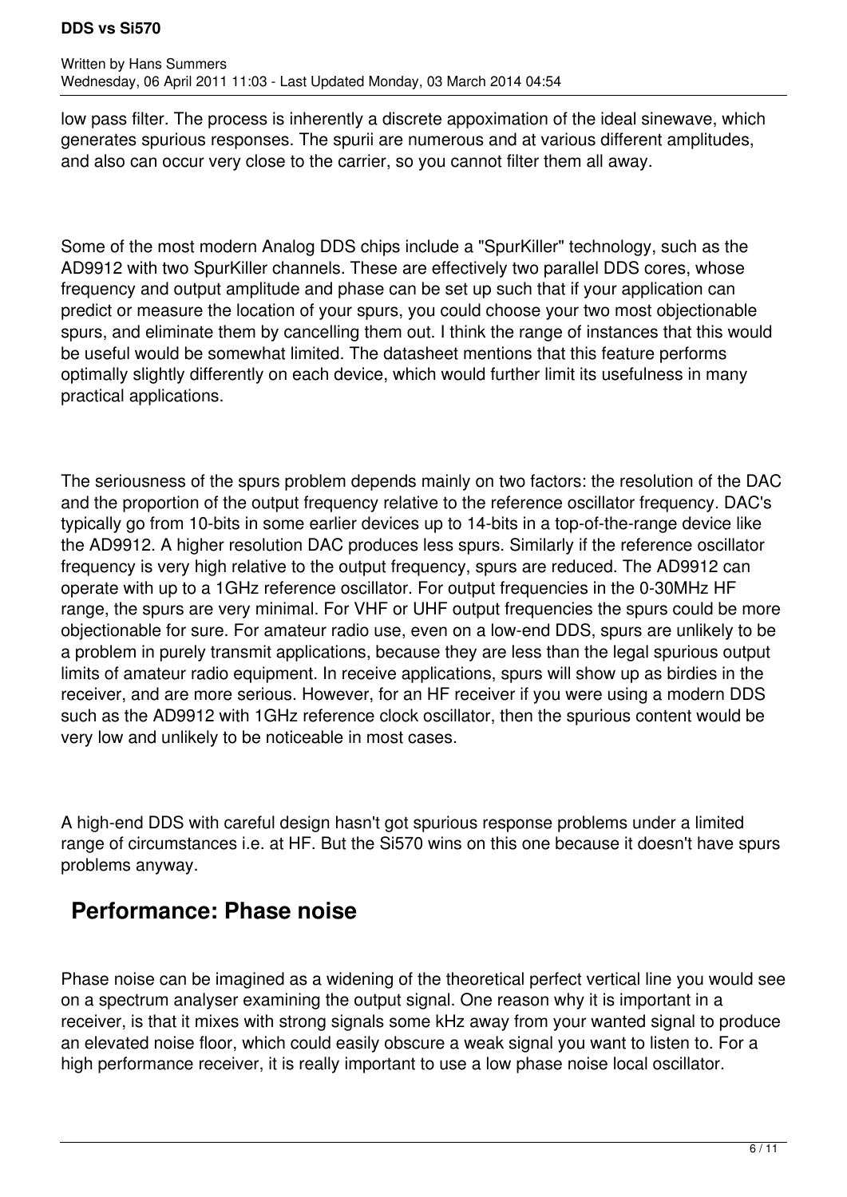low pass filter. The process is inherently a discrete appoximation of the ideal sinewave, which generates spurious responses. The spurii are numerous and at various different amplitudes, and also can occur very close to the carrier, so you cannot filter them all away.

Some of the most modern Analog DDS chips include a "SpurKiller" technology, such as the AD9912 with two SpurKiller channels. These are effectively two parallel DDS cores, whose frequency and output amplitude and phase can be set up such that if your application can predict or measure the location of your spurs, you could choose your two most objectionable spurs, and eliminate them by cancelling them out. I think the range of instances that this would be useful would be somewhat limited. The datasheet mentions that this feature performs optimally slightly differently on each device, which would further limit its usefulness in many practical applications.

The seriousness of the spurs problem depends mainly on two factors: the resolution of the DAC and the proportion of the output frequency relative to the reference oscillator frequency. DAC's typically go from 10-bits in some earlier devices up to 14-bits in a top-of-the-range device like the AD9912. A higher resolution DAC produces less spurs. Similarly if the reference oscillator frequency is very high relative to the output frequency, spurs are reduced. The AD9912 can operate with up to a 1GHz reference oscillator. For output frequencies in the 0-30MHz HF range, the spurs are very minimal. For VHF or UHF output frequencies the spurs could be more objectionable for sure. For amateur radio use, even on a low-end DDS, spurs are unlikely to be a problem in purely transmit applications, because they are less than the legal spurious output limits of amateur radio equipment. In receive applications, spurs will show up as birdies in the receiver, and are more serious. However, for an HF receiver if you were using a modern DDS such as the AD9912 with 1GHz reference clock oscillator, then the spurious content would be very low and unlikely to be noticeable in most cases.

A high-end DDS with careful design hasn't got spurious response problems under a limited range of circumstances i.e. at HF. But the Si570 wins on this one because it doesn't have spurs problems anyway.

## Performance: Phase noise

Phase noise can be imagined as a widening of the theoretical perfect vertical line you would see on a spectrum analyser examining the output signal. One reason why it is important in a receiver, is that it mixes with strong signals some kHz away from your wanted signal to produce an elevated noise floor, which could easily obscure a weak signal you want to listen to. For a high performance receiver, it is really important to use a low phase noise local oscillator.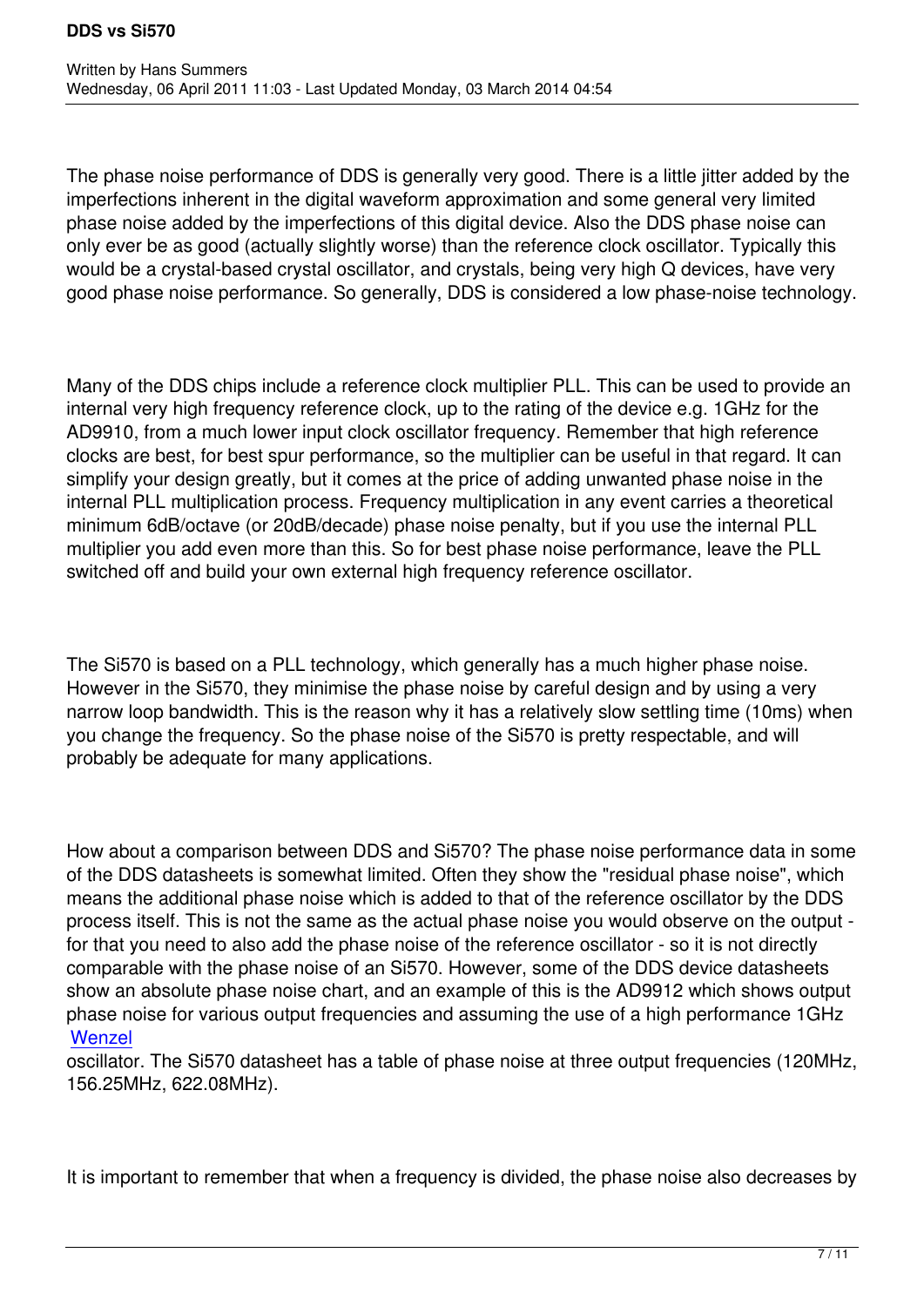The phase noise performance of DDS is generally very good. There is a little jitter added by the imperfections inherent in the digital waveform approximation and some general very limited phase noise added by the imperfections of this digital device. Also the DDS phase noise can only ever be as good (actually slightly worse) than the reference clock oscillator. Typically this would be a crystal-based crystal oscillator, and crystals, being very high Q devices, have very good phase noise performance. So generally, DDS is considered a low phase-noise technology.

Many of the DDS chips include a reference clock multiplier PLL. This can be used to provide an internal very high frequency reference clock, up to the rating of the device e.g. 1GHz for the AD9910, from a much lower input clock oscillator frequency. Remember that high reference clocks are best, for best spur performance, so the multiplier can be useful in that regard. It can simplify your design greatly, but it comes at the price of adding unwanted phase noise in the internal PLL multiplication process. Frequency multiplication in any event carries a theoretical minimum 6dB/octave (or 20dB/decade) phase noise penalty, but if you use the internal PLL multiplier you add even more than this. So for best phase noise performance, leave the PLL switched off and build your own external high frequency reference oscillator.

The Si570 is based on a PLL technology, which generally has a much higher phase noise. However in the Si570, they minimise the phase noise by careful design and by using a very narrow loop bandwidth. This is the reason why it has a relatively slow settling time (10ms) when you change the frequency. So the phase noise of the Si570 is pretty respectable, and will probably be adequate for many applications.

How about a comparison between DDS and Si570? The phase noise performance data in some of the DDS datasheets is somewhat limited. Often they show the "residual phase noise", which means the additional phase noise which is added to that of the reference oscillator by the DDS process itself. This is not the same as the actual phase noise you would observe on the output - for that you need to also add the phase noise of the reference oscillator - so it is not directly comparable with the phase noise of an Si570. However, some of the DDS device datasheets show an absolute phase noise chart, and an example of this is the AD9912 which shows output phase noise for various output frequencies and assuming the use of a high performance 1GHz Wenzel oscillator. The Si570 datasheet has a table of phase noise at three output frequencies (120MHz, 156.25MHz, 622.08MHz).

It is important to remember that when a frequency is divided, the phase noise also decreases by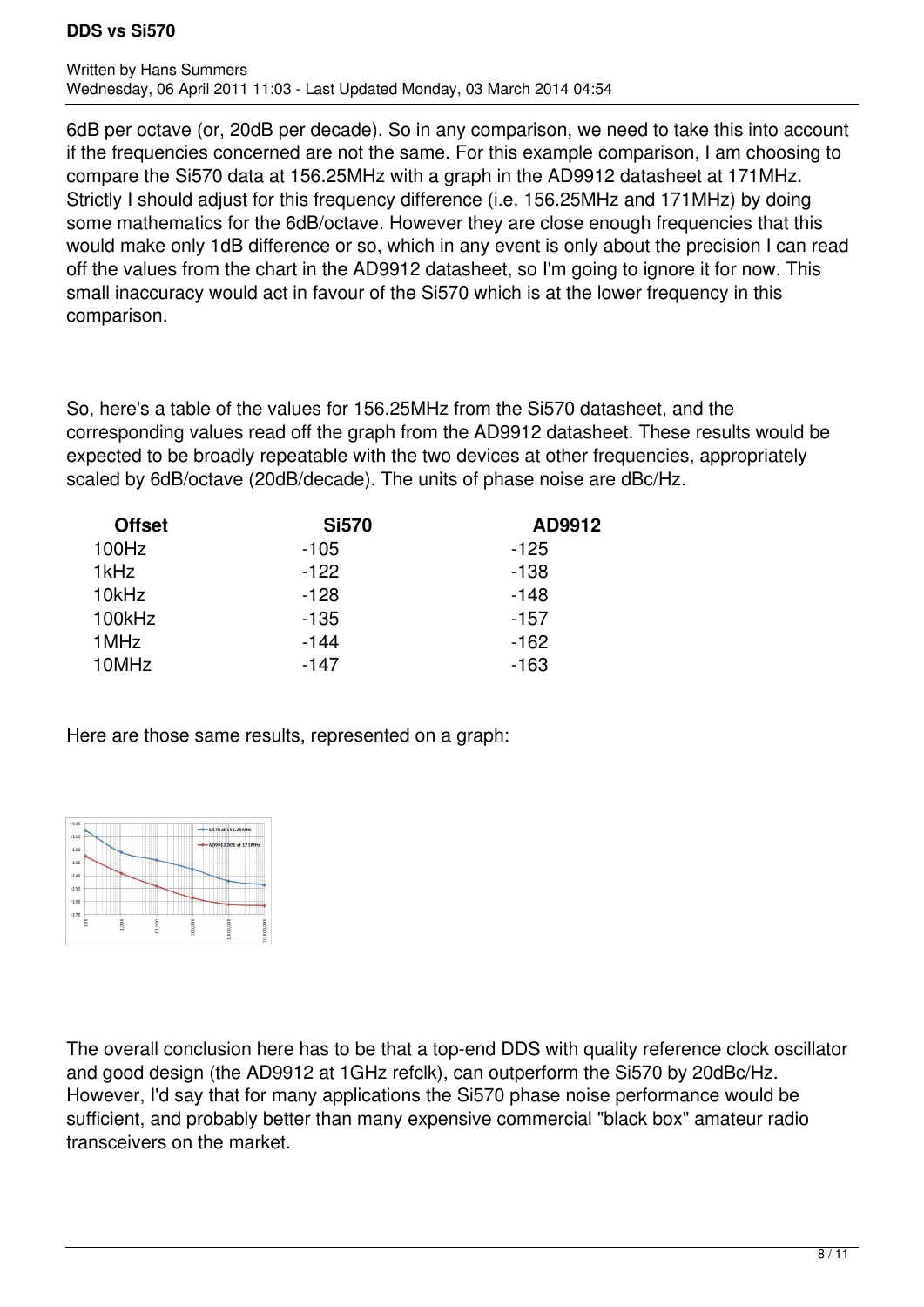6dB per octave (or, 20dB per decade). So in any comparison, we need to take this into account if the frequencies concerned are not the same. For this example comparison, I am choosing to compare the Si570 data at 156.25MHz with a graph in the AD9912 datasheet at 171MHz. Strictly I should adjust for this frequency difference (i.e. 156.25MHz and 171MHz) by doing some mathematics for the 6dB/octave. However they are close enough frequencies that this would make only 1dB difference or so, which in any event is only about the precision I can read off the values from the chart in the AD9912 datasheet, so I'm going to ignore it for now. This small inaccuracy would act in favour of the Si570 which is at the lower frequency in this comparison.

So, here's a table of the values for 156.25MHz from the Si570 datasheet, and the corresponding values read off the graph from the AD9912 datasheet. These results would be expected to be broadly repeatable with the two devices at other frequencies, appropriately scaled by 6dB/octave (20dB/decade). The units of phase noise are dBc/Hz.

| Offset | Si570 | AD9912 |
|---|---|---|
| 100Hz | -105 | -125 |
| 1kHz | -122 | -138 |
| 10kHz | -128 | -148 |
| 100kHz | -135 | -157 |
| 1MHz | -144 | -162 |
| 10MHz | -147 | -163 |

Here are those same results, represented on a graph:

The overall conclusion here has to be that a top-end DDS with quality reference clock oscillator and good design (the AD9912 at 1GHz refclk), can outperform the Si570 by 20dBc/Hz. However, I'd say that for many applications the Si570 phase noise performance would be sufficient, and probably better than many expensive commercial "black box" amateur radio transceivers on the market.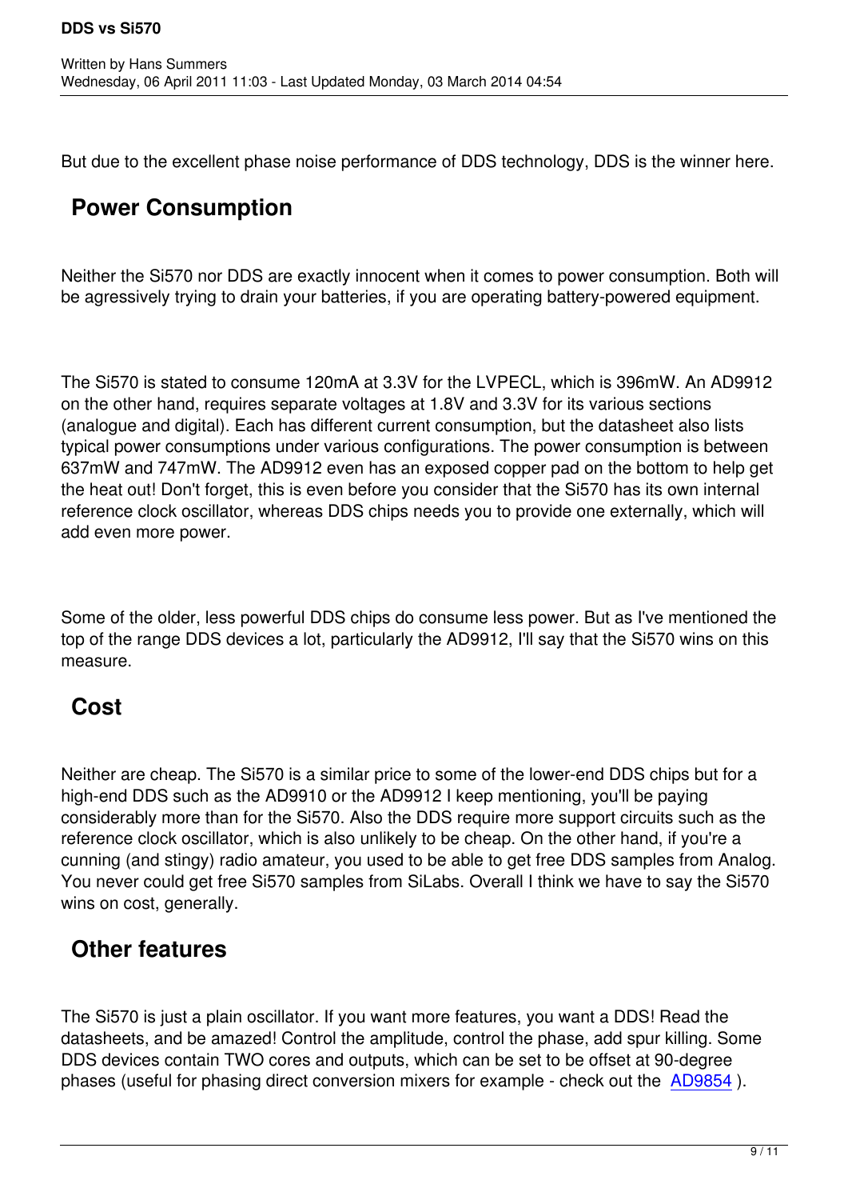But due to the excellent phase noise performance of DDS technology, DDS is the winner here.

## Power Consumption

Neither the Si570 nor DDS are exactly innocent when it comes to power consumption. Both will be agressively trying to drain your batteries, if you are operating battery-powered equipment.

The Si570 is stated to consume 120mA at 3.3V for the LVPECL, which is 396mW. An AD9912 on the other hand, requires separate voltages at 1.8V and 3.3V for its various sections (analogue and digital). Each has different current consumption, but the datasheet also lists typical power consumptions under various configurations. The power consumption is between 637mW and 747mW. The AD9912 even has an exposed copper pad on the bottom to help get the heat out! Don't forget, this is even before you consider that the Si570 has its own internal reference clock oscillator, whereas DDS chips needs you to provide one externally, which will add even more power.

Some of the older, less powerful DDS chips do consume less power. But as I've mentioned the top of the range DDS devices a lot, particularly the AD9912, I'll say that the Si570 wins on this measure.

## Cost

Neither are cheap. The Si570 is a similar price to some of the lower-end DDS chips but for a high-end DDS such as the AD9910 or the AD9912 I keep mentioning, you'll be paying considerably more than for the Si570. Also the DDS require more support circuits such as the reference clock oscillator, which is also unlikely to be cheap. On the other hand, if you're a cunning (and stingy) radio amateur, you used to be able to get free DDS samples from Analog. You never could get free Si570 samples from SiLabs. Overall I think we have to say the Si570 wins on cost, generally.

## Other features

The Si570 is just a plain oscillator. If you want more features, you want a DDS! Read the datasheets, and be amazed! Control the amplitude, control the phase, add spur killing. Some DDS devices contain TWO cores and outputs, which can be set to be offset at 90-degree phases (useful for phasing direct conversion mixers for example - check out the AD9854 ).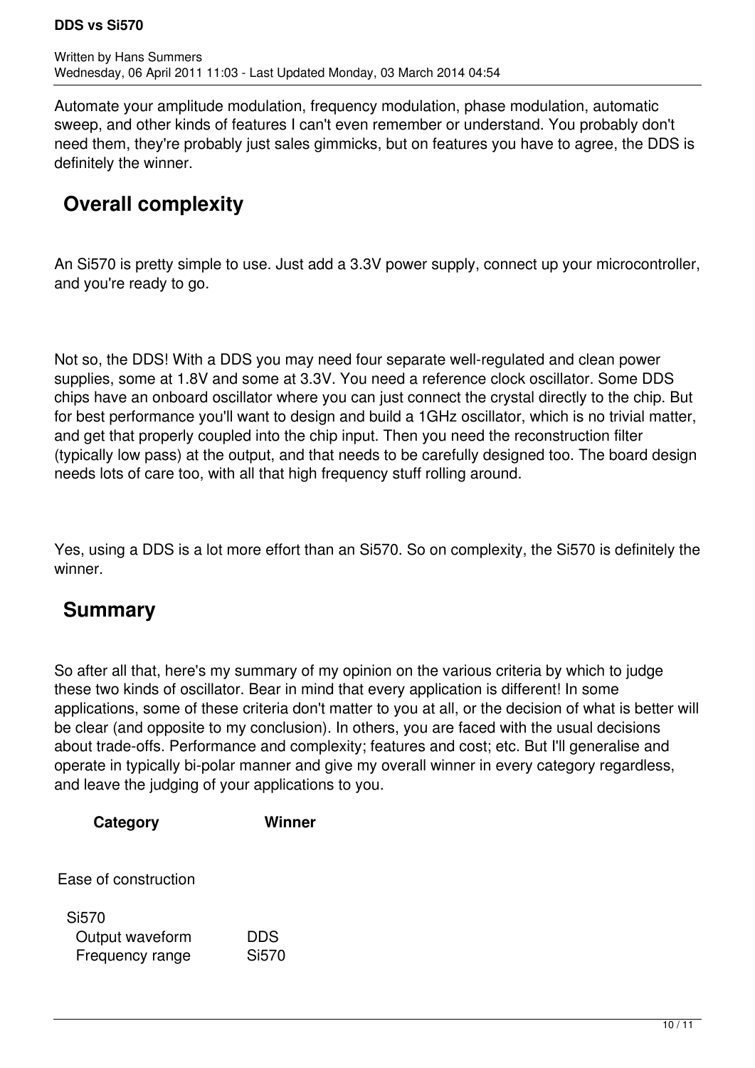Automate your amplitude modulation, frequency modulation, phase modulation, automatic sweep, and other kinds of features I can't even remember or understand. You probably don't need them, they're probably just sales gimmicks, but on features you have to agree, the DDS is definitely the winner.

## Overall complexity

An Si570 is pretty simple to use. Just add a 3.3V power supply, connect up your microcontroller, and you're ready to go.

Not so, the DDS! With a DDS you may need four separate well-regulated and clean power supplies, some at 1.8V and some at 3.3V. You need a reference clock oscillator. Some DDS chips have an onboard oscillator where you can just connect the crystal directly to the chip. But for best performance you'll want to design and build a 1GHz oscillator, which is no trivial matter, and get that properly coupled into the chip input. Then you need the reconstruction filter (typically low pass) at the output, and that needs to be carefully designed too. The board design needs lots of care too, with all that high frequency stuff rolling around.

Yes, using a DDS is a lot more effort than an Si570. So on complexity, the Si570 is definitely the winner.

## Summary

So after all that, here's my summary of my opinion on the various criteria by which to judge these two kinds of oscillator. Bear in mind that every application is different! In some applications, some of these criteria don't matter to you at all, or the decision of what is better will be clear (and opposite to my conclusion). In others, you are faced with the usual decisions about trade-offs. Performance and complexity; features and cost; etc. But I'll generalise and operate in typically bi-polar manner and give my overall winner in every category regardless, and leave the judging of your applications to you.

| Category | Winner |
|---|---|
| Ease of construction | Si570 |
| Output waveform | DDS |
| Frequency range | Si570 |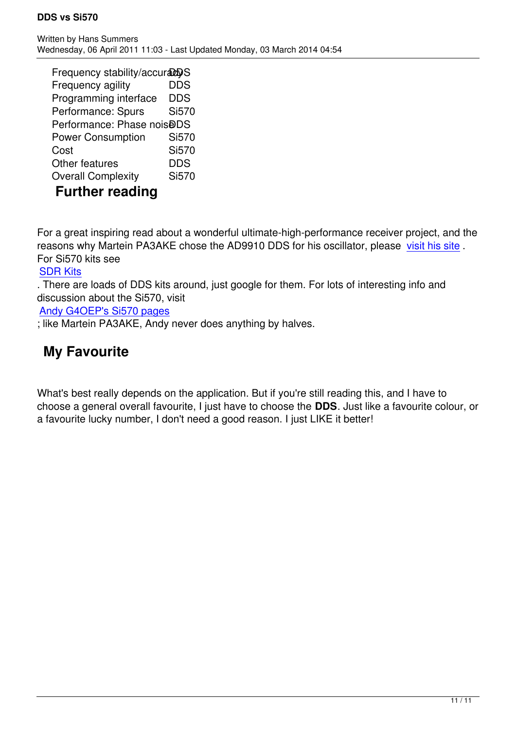| | |
|---|---|
| Frequency stability/accuracy | DDS |
| Frequency agility | DDS |
| Programming interface | DDS |
| Performance: Spurs | Si570 |
| Performance: Phase noise | DDS |
| Power Consumption | Si570 |
| Cost | Si570 |
| Other features | DDS |
| Overall Complexity | Si570 |

## Further reading

For a great inspiring read about a wonderful ultimate-high-performance receiver project, and the reasons why Martein PA3AKE chose the AD9910 DDS for his oscillator, please visit his site . For Si570 kits see SDR Kits . There are loads of DDS kits around, just google for them. For lots of interesting info and discussion about the Si570, visit Andy G4OEP's Si570 pages ; like Martein PA3AKE, Andy never does anything by halves.

## My Favourite

What's best really depends on the application. But if you're still reading this, and I have to choose a general overall favourite, I just have to choose the **DDS**. Just like a favourite colour, or a favourite lucky number, I don't need a good reason. I just LIKE it better!